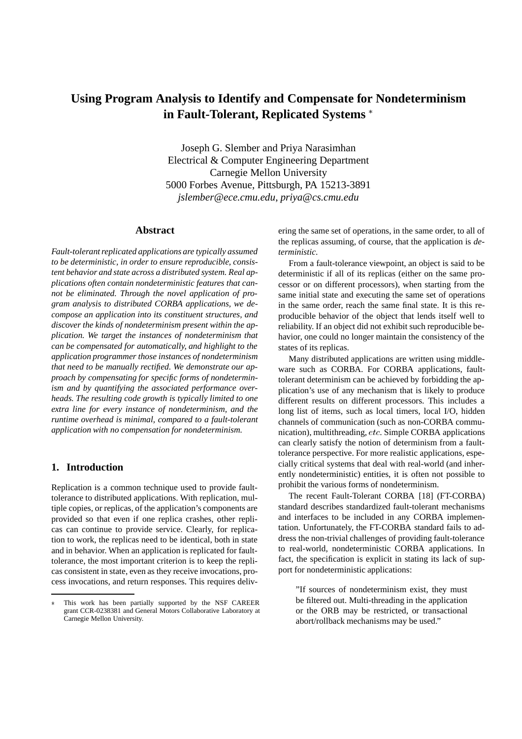# Using Program Analysis to Identify and Compensate for Nondeterminism in Fault-Tolerant, Replicated Systems *

Joseph G. Slember and Priya Narasimhan
Electrical & Computer Engineering Department
Carnegie Mellon University
5000 Forbes Avenue, Pittsburgh, PA 15213-3891
*jslember@ece.cmu.edu, priya@cs.cmu.edu*

## Abstract

*Fault-tolerant replicated applications are typically assumed to be deterministic, in order to ensure reproducible, consistent behavior and state across a distributed system. Real applications often contain nondeterministic features that cannot be eliminated. Through the novel application of program analysis to distributed CORBA applications, we decompose an application into its constituent structures, and discover the kinds of nondeterminism present within the application. We target the instances of nondeterminism that can be compensated for automatically, and highlight to the application programmer those instances of nondeterminism that need to be manually rectified. We demonstrate our approach by compensating for specific forms of nondeterminism and by quantifying the associated performance overheads. The resulting code growth is typically limited to one extra line for every instance of nondeterminism, and the runtime overhead is minimal, compared to a fault-tolerant application with no compensation for nondeterminism.*

## 1. Introduction

Replication is a common technique used to provide fault-tolerance to distributed applications. With replication, multiple copies, or replicas, of the application's components are provided so that even if one replica crashes, other replicas can continue to provide service. Clearly, for replication to work, the replicas need to be identical, both in state and in behavior. When an application is replicated for fault-tolerance, the most important criterion is to keep the replicas consistent in state, even as they receive invocations, process invocations, and return responses. This requires delivering the same set of operations, in the same order, to all of the replicas assuming, of course, that the application is *deterministic*.

From a fault-tolerance viewpoint, an object is said to be deterministic if all of its replicas (either on the same processor or on different processors), when starting from the same initial state and executing the same set of operations in the same order, reach the same final state. It is this reproducible behavior of the object that lends itself well to reliability. If an object did not exhibit such reproducible behavior, one could no longer maintain the consistency of the states of its replicas.

Many distributed applications are written using middleware such as CORBA. For CORBA applications, fault-tolerant determinism can be achieved by forbidding the application's use of any mechanism that is likely to produce different results on different processors. This includes a long list of items, such as local timers, local I/O, hidden channels of communication (such as non-CORBA communication), multithreading, $etc$. Simple CORBA applications can clearly satisfy the notion of determinism from a fault-tolerance perspective. For more realistic applications, especially critical systems that deal with real-world (and inherently nondeterministic) entities, it is often not possible to prohibit the various forms of nondeterminism.

The recent Fault-Tolerant CORBA [18] (FT-CORBA) standard describes standardized fault-tolerant mechanisms and interfaces to be included in any CORBA implementation. Unfortunately, the FT-CORBA standard fails to address the non-trivial challenges of providing fault-tolerance to real-world, nondeterministic CORBA applications. In fact, the specification is explicit in stating its lack of support for nondeterministic applications:

> "If sources of nondeterminism exist, they must be filtered out. Multi-threading in the application or the ORB may be restricted, or transactional abort/rollback mechanisms may be used."

* This work has been partially supported by the NSF CAREER grant CCR-0238381 and General Motors Collaborative Laboratory at Carnegie Mellon University.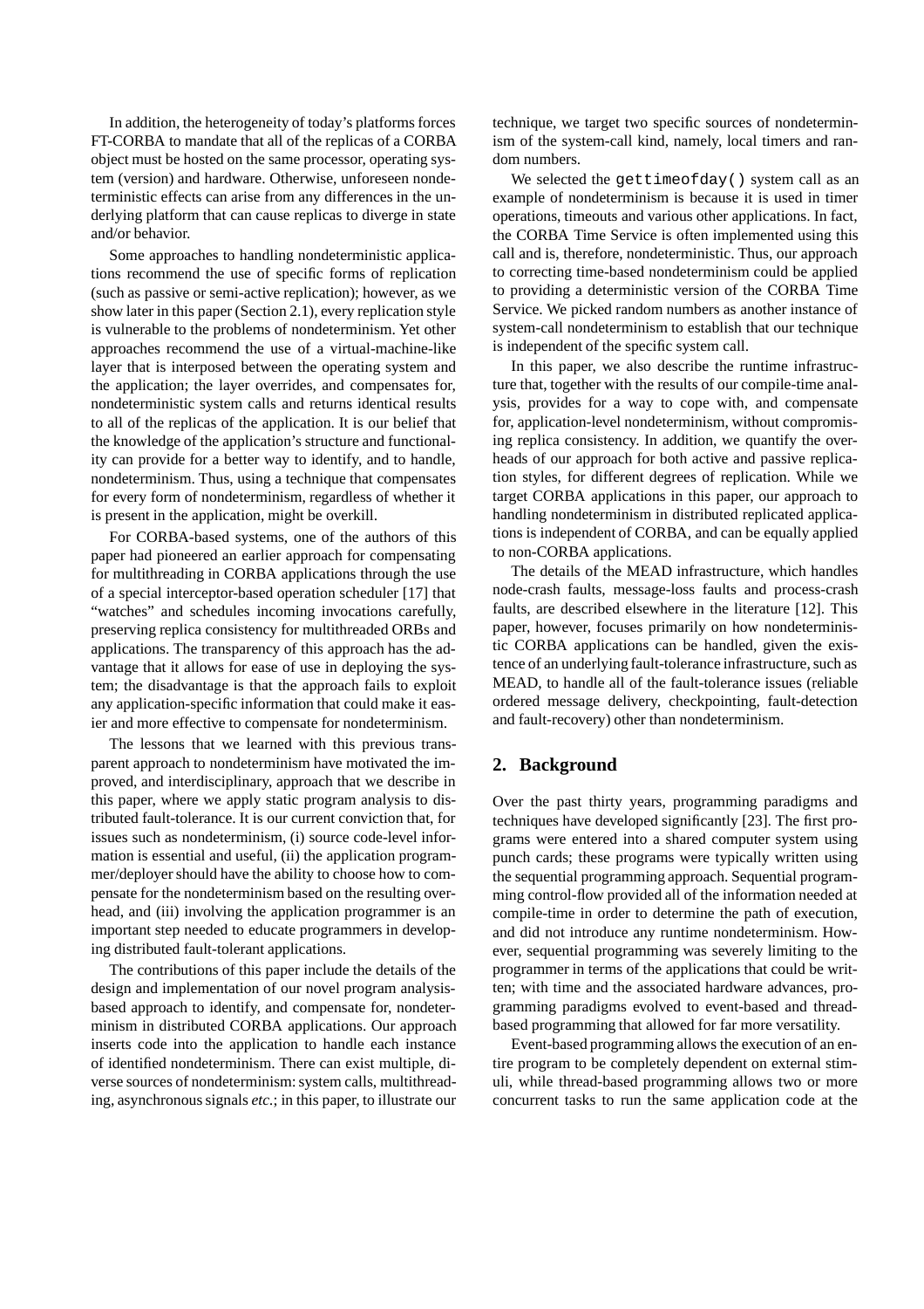In addition, the heterogeneity of today's platforms forces FT-CORBA to mandate that all of the replicas of a CORBA object must be hosted on the same processor, operating system (version) and hardware. Otherwise, unforeseen nondeterministic effects can arise from any differences in the underlying platform that can cause replicas to diverge in state and/or behavior.

Some approaches to handling nondeterministic applications recommend the use of specific forms of replication (such as passive or semi-active replication); however, as we show later in this paper (Section 2.1), every replication style is vulnerable to the problems of nondeterminism. Yet other approaches recommend the use of a virtual-machine-like layer that is interposed between the operating system and the application; the layer overrides, and compensates for, nondeterministic system calls and returns identical results to all of the replicas of the application. It is our belief that the knowledge of the application's structure and functionality can provide for a better way to identify, and to handle, nondeterminism. Thus, using a technique that compensates for every form of nondeterminism, regardless of whether it is present in the application, might be overkill.

For CORBA-based systems, one of the authors of this paper had pioneered an earlier approach for compensating for multithreading in CORBA applications through the use of a special interceptor-based operation scheduler [17] that "watches" and schedules incoming invocations carefully, preserving replica consistency for multithreaded ORBs and applications. The transparency of this approach has the advantage that it allows for ease of use in deploying the system; the disadvantage is that the approach fails to exploit any application-specific information that could make it easier and more effective to compensate for nondeterminism.

The lessons that we learned with this previous transparent approach to nondeterminism have motivated the improved, and interdisciplinary, approach that we describe in this paper, where we apply static program analysis to distributed fault-tolerance. It is our current conviction that, for issues such as nondeterminism, (i) source code-level information is essential and useful, (ii) the application programmer/deployer should have the ability to choose how to compensate for the nondeterminism based on the resulting overhead, and (iii) involving the application programmer is an important step needed to educate programmers in developing distributed fault-tolerant applications.

The contributions of this paper include the details of the design and implementation of our novel program analysis-based approach to identify, and compensate for, nondeterminism in distributed CORBA applications. Our approach inserts code into the application to handle each instance of identified nondeterminism. There can exist multiple, diverse sources of nondeterminism: system calls, multithreading, asynchronous signals *etc.*; in this paper, to illustrate our technique, we target two specific sources of nondeterminism of the system-call kind, namely, local timers and random numbers.

We selected the `gettimeofday()` system call as an example of nondeterminism is because it is used in timer operations, timeouts and various other applications. In fact, the CORBA Time Service is often implemented using this call and is, therefore, nondeterministic. Thus, our approach to correcting time-based nondeterminism could be applied to providing a deterministic version of the CORBA Time Service. We picked random numbers as another instance of system-call nondeterminism to establish that our technique is independent of the specific system call.

In this paper, we also describe the runtime infrastructure that, together with the results of our compile-time analysis, provides for a way to cope with, and compensate for, application-level nondeterminism, without compromising replica consistency. In addition, we quantify the overheads of our approach for both active and passive replication styles, for different degrees of replication. While we target CORBA applications in this paper, our approach to handling nondeterminism in distributed replicated applications is independent of CORBA, and can be equally applied to non-CORBA applications.

The details of the MEAD infrastructure, which handles node-crash faults, message-loss faults and process-crash faults, are described elsewhere in the literature [12]. This paper, however, focuses primarily on how nondeterministic CORBA applications can be handled, given the existence of an underlying fault-tolerance infrastructure, such as MEAD, to handle all of the fault-tolerance issues (reliable ordered message delivery, checkpointing, fault-detection and fault-recovery) other than nondeterminism.

## 2. Background

Over the past thirty years, programming paradigms and techniques have developed significantly [23]. The first programs were entered into a shared computer system using punch cards; these programs were typically written using the sequential programming approach. Sequential programming control-flow provided all of the information needed at compile-time in order to determine the path of execution, and did not introduce any runtime nondeterminism. However, sequential programming was severely limiting to the programmer in terms of the applications that could be written; with time and the associated hardware advances, programming paradigms evolved to event-based and thread-based programming that allowed for far more versatility.

Event-based programming allows the execution of an entire program to be completely dependent on external stimuli, while thread-based programming allows two or more concurrent tasks to run the same application code at the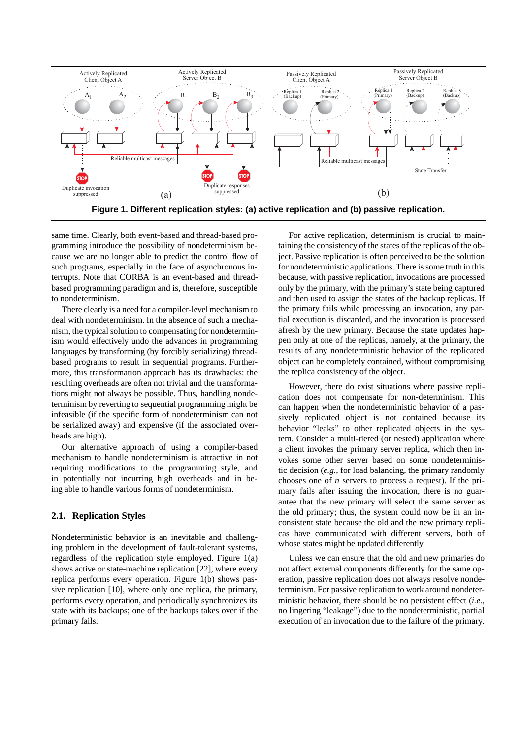Actively Replicated Client Object A

Actively Replicated Server Object B

Passively Replicated Client Object A

Passively Replicated Server Object B

$A_1$ $A_2$ $B_1$ $B_2$ $B_3$

Replica 1 (Backup) Replica 2 (Primary)

Replica 1 (Primary) Replica 2 (Backup) Replica 3 (Backup)

Reliable multicast messages

Reliable multicast messages

State Transfer

STOP

Duplicate invocation suppressed

STOP STOP

Duplicate responses suppressed

(a)

(b)

**Figure 1. Different replication styles: (a) active replication and (b) passive replication.**

same time. Clearly, both event-based and thread-based programming introduce the possibility of nondeterminism because we are no longer able to predict the control flow of such programs, especially in the face of asynchronous interrupts. Note that CORBA is an event-based and thread-based programming paradigm and is, therefore, susceptible to nondeterminism.

There clearly is a need for a compiler-level mechanism to deal with nondeterminism. In the absence of such a mechanism, the typical solution to compensating for nondeterminism would effectively undo the advances in programming languages by transforming (by forcibly serializing) thread-based programs to result in sequential programs. Furthermore, this transformation approach has its drawbacks: the resulting overheads are often not trivial and the transformations might not always be possible. Thus, handling nondeterminism by reverting to sequential programming might be infeasible (if the specific form of nondeterminism can not be serialized away) and expensive (if the associated overheads are high).

Our alternative approach of using a compiler-based mechanism to handle nondeterminism is attractive in not requiring modifications to the programming style, and in potentially not incurring high overheads and in being able to handle various forms of nondeterminism.

### 2.1. Replication Styles

Nondeterministic behavior is an inevitable and challenging problem in the development of fault-tolerant systems, regardless of the replication style employed. Figure 1(a) shows active or state-machine replication [22], where every replica performs every operation. Figure 1(b) shows passive replication [10], where only one replica, the primary, performs every operation, and periodically synchronizes its state with its backups; one of the backups takes over if the primary fails.

For active replication, determinism is crucial to maintaining the consistency of the states of the replicas of the object. Passive replication is often perceived to be the solution for nondeterministic applications. There is some truth in this because, with passive replication, invocations are processed only by the primary, with the primary's state being captured and then used to assign the states of the backup replicas. If the primary fails while processing an invocation, any partial execution is discarded, and the invocation is processed afresh by the new primary. Because the state updates happen only at one of the replicas, namely, at the primary, the results of any nondeterministic behavior of the replicated object can be completely contained, without compromising the replica consistency of the object.

However, there do exist situations where passive replication does not compensate for non-determinism. This can happen when the nondeterministic behavior of a passively replicated object is not contained because its behavior "leaks" to other replicated objects in the system. Consider a multi-tiered (or nested) application where a client invokes the primary server replica, which then invokes some other server based on some nondeterministic decision (*e.g.*, for load balancing, the primary randomly chooses one of $n$ servers to process a request). If the primary fails after issuing the invocation, there is no guarantee that the new primary will select the same server as the old primary; thus, the system could now be in an inconsistent state because the old and the new primary replicas have communicated with different servers, both of whose states might be updated differently.

Unless we can ensure that the old and new primaries do not affect external components differently for the same operation, passive replication does not always resolve nondeterminism. For passive replication to work around nondeterministic behavior, there should be no persistent effect (*i.e.*, no lingering "leakage") due to the nondeterministic, partial execution of an invocation due to the failure of the primary.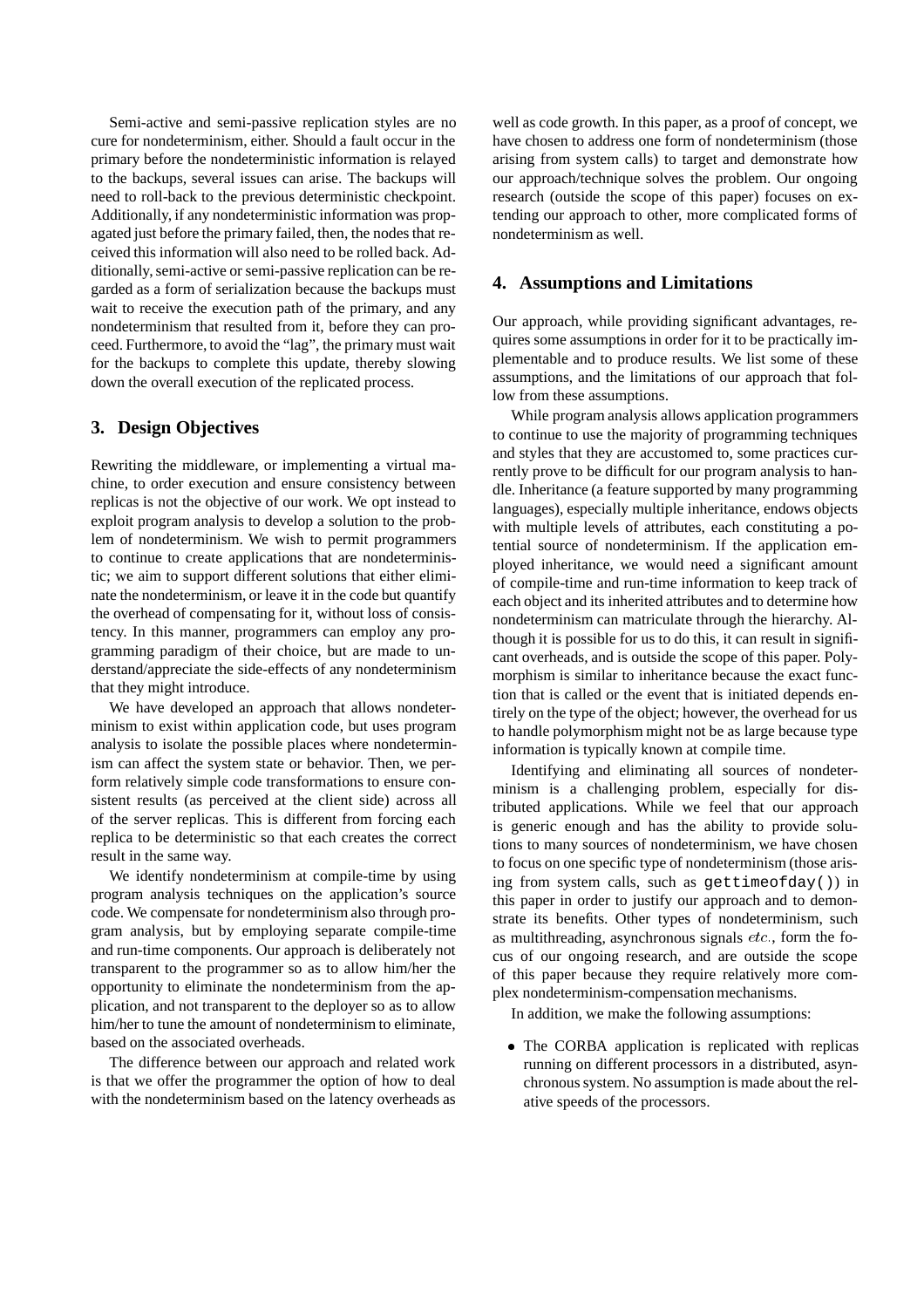Semi-active and semi-passive replication styles are no cure for nondeterminism, either. Should a fault occur in the primary before the nondeterministic information is relayed to the backups, several issues can arise. The backups will need to roll-back to the previous deterministic checkpoint. Additionally, if any nondeterministic information was propagated just before the primary failed, then, the nodes that received this information will also need to be rolled back. Additionally, semi-active or semi-passive replication can be regarded as a form of serialization because the backups must wait to receive the execution path of the primary, and any nondeterminism that resulted from it, before they can proceed. Furthermore, to avoid the "lag", the primary must wait for the backups to complete this update, thereby slowing down the overall execution of the replicated process.

## 3. Design Objectives

Rewriting the middleware, or implementing a virtual machine, to order execution and ensure consistency between replicas is not the objective of our work. We opt instead to exploit program analysis to develop a solution to the problem of nondeterminism. We wish to permit programmers to continue to create applications that are nondeterministic; we aim to support different solutions that either eliminate the nondeterminism, or leave it in the code but quantify the overhead of compensating for it, without loss of consistency. In this manner, programmers can employ any programming paradigm of their choice, but are made to understand/appreciate the side-effects of any nondeterminism that they might introduce.

We have developed an approach that allows nondeterminism to exist within application code, but uses program analysis to isolate the possible places where nondeterminism can affect the system state or behavior. Then, we perform relatively simple code transformations to ensure consistent results (as perceived at the client side) across all of the server replicas. This is different from forcing each replica to be deterministic so that each creates the correct result in the same way.

We identify nondeterminism at compile-time by using program analysis techniques on the application's source code. We compensate for nondeterminism also through program analysis, but by employing separate compile-time and run-time components. Our approach is deliberately not transparent to the programmer so as to allow him/her the opportunity to eliminate the nondeterminism from the application, and not transparent to the deployer so as to allow him/her to tune the amount of nondeterminism to eliminate, based on the associated overheads.

The difference between our approach and related work is that we offer the programmer the option of how to deal with the nondeterminism based on the latency overheads as well as code growth. In this paper, as a proof of concept, we have chosen to address one form of nondeterminism (those arising from system calls) to target and demonstrate how our approach/technique solves the problem. Our ongoing research (outside the scope of this paper) focuses on extending our approach to other, more complicated forms of nondeterminism as well.

## 4. Assumptions and Limitations

Our approach, while providing significant advantages, requires some assumptions in order for it to be practically implementable and to produce results. We list some of these assumptions, and the limitations of our approach that follow from these assumptions.

While program analysis allows application programmers to continue to use the majority of programming techniques and styles that they are accustomed to, some practices currently prove to be difficult for our program analysis to handle. Inheritance (a feature supported by many programming languages), especially multiple inheritance, endows objects with multiple levels of attributes, each constituting a potential source of nondeterminism. If the application employed inheritance, we would need a significant amount of compile-time and run-time information to keep track of each object and its inherited attributes and to determine how nondeterminism can matriculate through the hierarchy. Although it is possible for us to do this, it can result in significant overheads, and is outside the scope of this paper. Polymorphism is similar to inheritance because the exact function that is called or the event that is initiated depends entirely on the type of the object; however, the overhead for us to handle polymorphism might not be as large because type information is typically known at compile time.

Identifying and eliminating all sources of nondeterminism is a challenging problem, especially for distributed applications. While we feel that our approach is generic enough and has the ability to provide solutions to many sources of nondeterminism, we have chosen to focus on one specific type of nondeterminism (those arising from system calls, such as `gettimeofday()`) in this paper in order to justify our approach and to demonstrate its benefits. Other types of nondeterminism, such as multithreading, asynchronous signals *etc.*, form the focus of our ongoing research, and are outside the scope of this paper because they require relatively more complex nondeterminism-compensation mechanisms.

In addition, we make the following assumptions:

- The CORBA application is replicated with replicas running on different processors in a distributed, asynchronous system. No assumption is made about the relative speeds of the processors.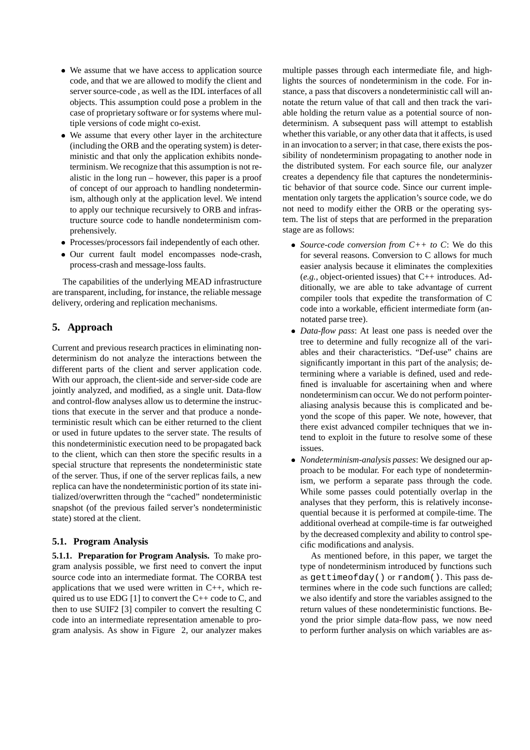- We assume that we have access to application source code, and that we are allowed to modify the client and server source-code , as well as the IDL interfaces of all objects. This assumption could pose a problem in the case of proprietary software or for systems where multiple versions of code might co-exist.
- We assume that every other layer in the architecture (including the ORB and the operating system) is deterministic and that only the application exhibits nondeterminism. We recognize that this assumption is not realistic in the long run – however, this paper is a proof of concept of our approach to handling nondeterminism, although only at the application level. We intend to apply our technique recursively to ORB and infrastructure source code to handle nondeterminism comprehensively.
- Processes/processors fail independently of each other.
- Our current fault model encompasses node-crash, process-crash and message-loss faults.

The capabilities of the underlying MEAD infrastructure are transparent, including, for instance, the reliable message delivery, ordering and replication mechanisms.

## 5. Approach

Current and previous research practices in eliminating nondeterminism do not analyze the interactions between the different parts of the client and server application code. With our approach, the client-side and server-side code are jointly analyzed, and modified, as a single unit. Data-flow and control-flow analyses allow us to determine the instructions that execute in the server and that produce a nondeterministic result which can be either returned to the client or used in future updates to the server state. The results of this nondeterministic execution need to be propagated back to the client, which can then store the specific results in a special structure that represents the nondeterministic state of the server. Thus, if one of the server replicas fails, a new replica can have the nondeterministic portion of its state initialized/overwritten through the "cached" nondeterministic snapshot (of the previous failed server's nondeterministic state) stored at the client.

### 5.1. Program Analysis

**5.1.1. Preparation for Program Analysis.** To make program analysis possible, we first need to convert the input source code into an intermediate format. The CORBA test applications that we used were written in C++, which required us to use EDG [1] to convert the C++ code to C, and then to use SUIF2 [3] compiler to convert the resulting C code into an intermediate representation amenable to program analysis. As show in Figure 2, our analyzer makes multiple passes through each intermediate file, and highlights the sources of nondeterminism in the code. For instance, a pass that discovers a nondeterministic call will annotate the return value of that call and then track the variable holding the return value as a potential source of nondeterminism. A subsequent pass will attempt to establish whether this variable, or any other data that it affects, is used in an invocation to a server; in that case, there exists the possibility of nondeterminism propagating to another node in the distributed system. For each source file, our analyzer creates a dependency file that captures the nondeterministic behavior of that source code. Since our current implementation only targets the application's source code, we do not need to modify either the ORB or the operating system. The list of steps that are performed in the preparation stage are as follows:

- *Source-code conversion from C++ to C*: We do this for several reasons. Conversion to C allows for much easier analysis because it eliminates the complexities (*e.g.*, object-oriented issues) that C++ introduces. Additionally, we are able to take advantage of current compiler tools that expedite the transformation of C code into a workable, efficient intermediate form (annotated parse tree).
- *Data-flow pass*: At least one pass is needed over the tree to determine and fully recognize all of the variables and their characteristics. "Def-use" chains are significantly important in this part of the analysis; determining where a variable is defined, used and redefined is invaluable for ascertaining when and where nondeterminism can occur. We do not perform pointer-aliasing analysis because this is complicated and beyond the scope of this paper. We note, however, that there exist advanced compiler techniques that we intend to exploit in the future to resolve some of these issues.
- *Nondeterminism-analysis passes*: We designed our approach to be modular. For each type of nondeterminism, we perform a separate pass through the code. While some passes could potentially overlap in the analyses that they perform, this is relatively inconsequential because it is performed at compile-time. The additional overhead at compile-time is far outweighed by the decreased complexity and ability to control specific modifications and analysis.

  As mentioned before, in this paper, we target the type of nondeterminism introduced by functions such as `gettimeofday()` or `random()`. This pass determines where in the code such functions are called; we also identify and store the variables assigned to the return values of these nondeterministic functions. Beyond the prior simple data-flow pass, we now need to perform further analysis on which variables are as-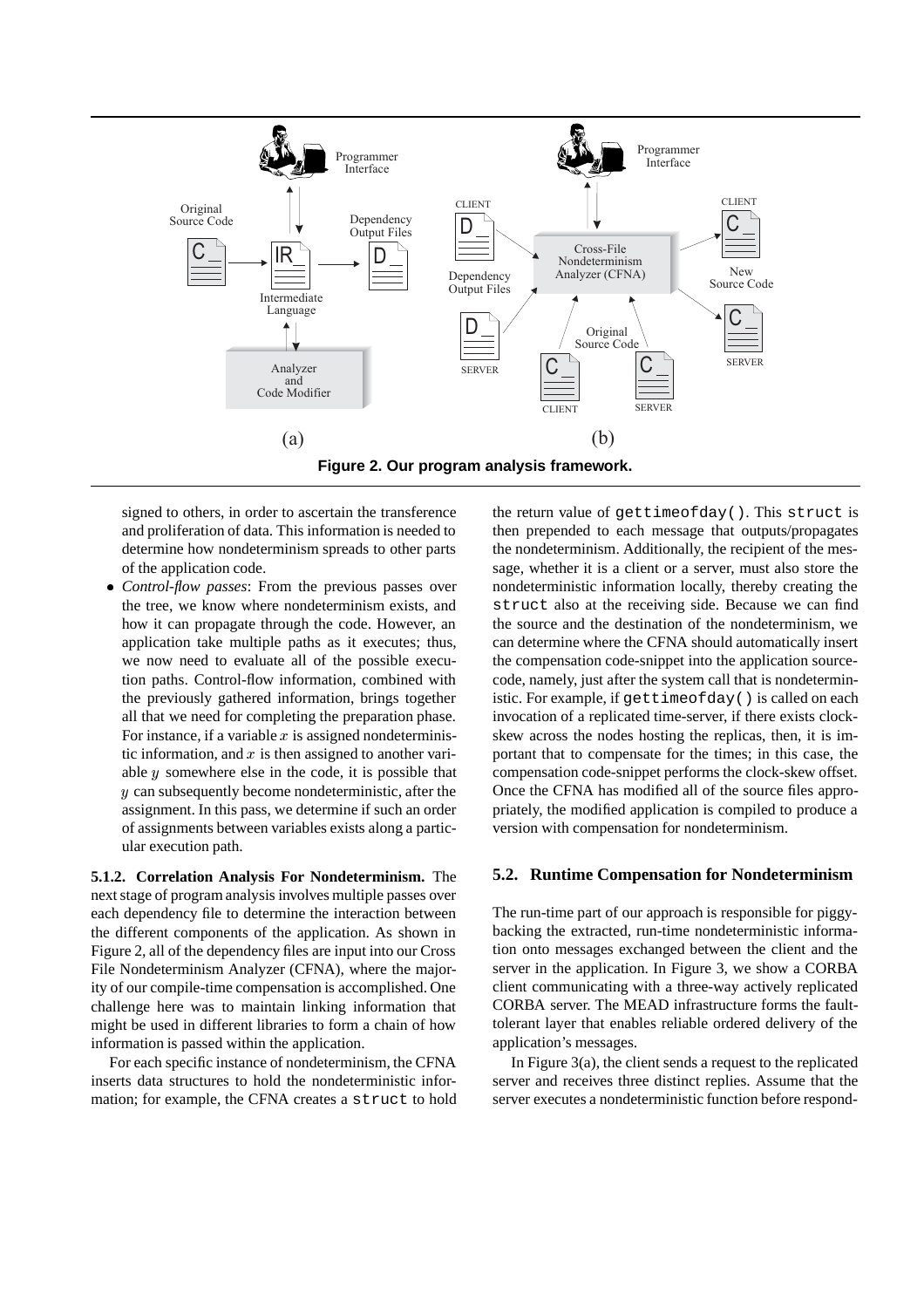**Figure 2. Our program analysis framework.**

signed to others, in order to ascertain the transference and proliferation of data. This information is needed to determine how nondeterminism spreads to other parts of the application code.

- *Control-flow passes*: From the previous passes over the tree, we know where nondeterminism exists, and how it can propagate through the code. However, an application take multiple paths as it executes; thus, we now need to evaluate all of the possible execution paths. Control-flow information, combined with the previously gathered information, brings together all that we need for completing the preparation phase. For instance, if a variable $x$ is assigned nondeterministic information, and $x$ is then assigned to another variable $y$ somewhere else in the code, it is possible that $y$ can subsequently become nondeterministic, after the assignment. In this pass, we determine if such an order of assignments between variables exists along a particular execution path.

**5.1.2. Correlation Analysis For Nondeterminism.** The next stage of program analysis involves multiple passes over each dependency file to determine the interaction between the different components of the application. As shown in Figure 2, all of the dependency files are input into our Cross File Nondeterminism Analyzer (CFNA), where the majority of our compile-time compensation is accomplished. One challenge here was to maintain linking information that might be used in different libraries to form a chain of how information is passed within the application.

For each specific instance of nondeterminism, the CFNA inserts data structures to hold the nondeterministic information; for example, the CFNA creates a `struct` to hold the return value of `gettimeofday()`. This `struct` is then prepended to each message that outputs/propagates the nondeterminism. Additionally, the recipient of the message, whether it is a client or a server, must also store the nondeterministic information locally, thereby creating the `struct` also at the receiving side. Because we can find the source and the destination of the nondeterminism, we can determine where the CFNA should automatically insert the compensation code-snippet into the application source-code, namely, just after the system call that is nondeterministic. For example, if `gettimeofday()` is called on each invocation of a replicated time-server, if there exists clock-skew across the nodes hosting the replicas, then, it is important that to compensate for the times; in this case, the compensation code-snippet performs the clock-skew offset. Once the CFNA has modified all of the source files appropriately, the modified application is compiled to produce a version with compensation for nondeterminism.

### 5.2. Runtime Compensation for Nondeterminism

The run-time part of our approach is responsible for piggybacking the extracted, run-time nondeterministic information onto messages exchanged between the client and the server in the application. In Figure 3, we show a CORBA client communicating with a three-way actively replicated CORBA server. The MEAD infrastructure forms the fault-tolerant layer that enables reliable ordered delivery of the application's messages.

In Figure 3(a), the client sends a request to the replicated server and receives three distinct replies. Assume that the server executes a nondeterministic function before respond-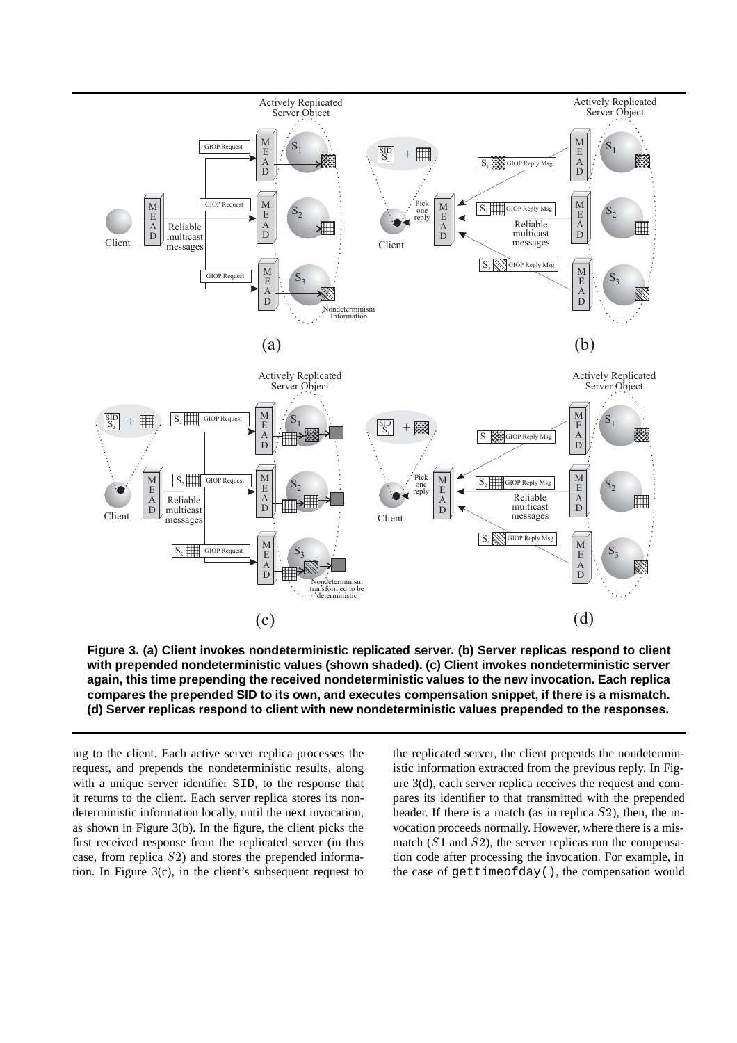**Figure 3. (a) Client invokes nondeterministic replicated server. (b) Server replicas respond to client with prepended nondeterministic values (shown shaded). (c) Client invokes nondeterministic server again, this time prepending the received nondeterministic values to the new invocation. Each replica compares the prepended SID to its own, and executes compensation snippet, if there is a mismatch. (d) Server replicas respond to client with new nondeterministic values prepended to the responses.**

ing to the client. Each active server replica processes the request, and prepends the nondeterministic results, along with a unique server identifier `SID`, to the response that it returns to the client. Each server replica stores its nondeterministic information locally, until the next invocation, as shown in Figure 3(b). In the figure, the client picks the first received response from the replicated server (in this case, from replica $S2$) and stores the prepended information. In Figure 3(c), in the client's subsequent request to the replicated server, the client prepends the nondeterministic information extracted from the previous reply. In Figure 3(d), each server replica receives the request and compares its identifier to that transmitted with the prepended header. If there is a match (as in replica $S2$), then, the invocation proceeds normally. However, where there is a mismatch ($S1$ and $S2$), the server replicas run the compensation code after processing the invocation. For example, in the case of `gettimeofday()`, the compensation would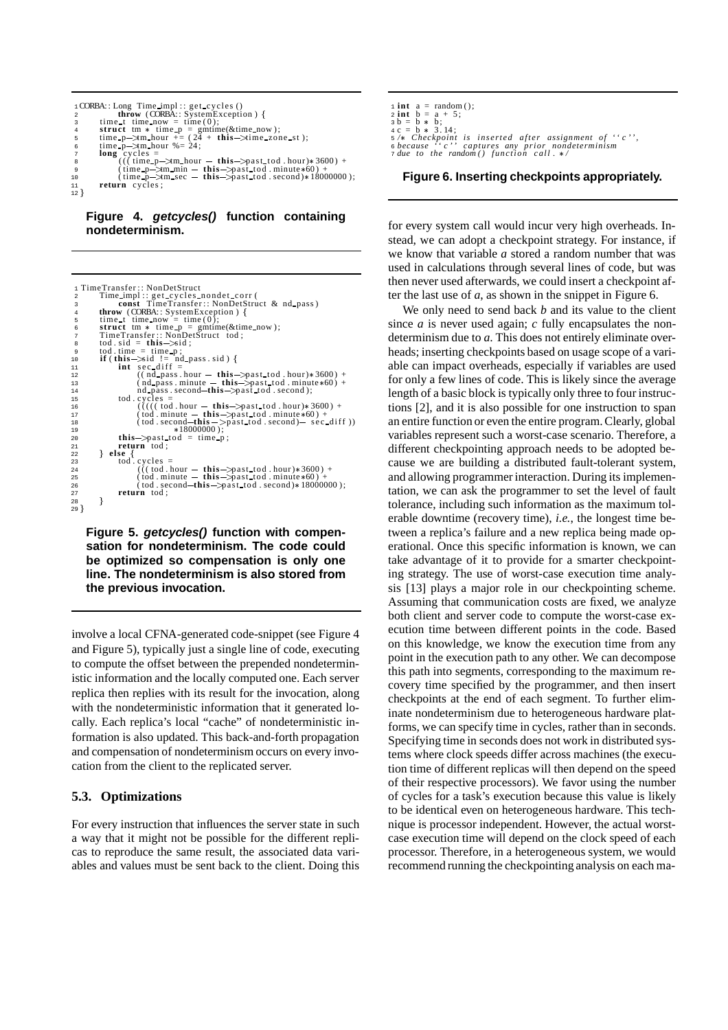```
1 CORBA::Long Time_impl::get_cycles()
2         throw (CORBA::SystemException) {
3     time_t time_now = time(0);
4     struct tm * time_p = gmtime(&time_now);
5     time_p->tm_hour += (24 + this->time_zone_st);
6     time_p->tm_hour %= 24;
7     long cycles =
8         (((time_p->tm_hour - this->past_tod.hour)*3600) +
9         (time_p->tm_min - this->past_tod.minute*60) +
10        (time_p->tm_sec - this->past_tod.second)*18000000);
11    return cycles;
12 }
```

**Figure 4. *getcycles()* function containing nondeterminism.**

```
1 TimeTransfer::NonDetStruct
2     Time_impl::get_cycles_nondet_corr(
3         const TimeTransfer::NonDetStruct & nd_pass)
4     throw (CORBA::SystemException) {
5     time_t time_now = time(0);
6     struct tm * time_p = gmtime(&time_now);
7     TimeTransfer::NonDetStruct tod;
8     tod.sid = this->sid;
9     tod.time = time_p;
10    if (this->sid != nd_pass.sid) {
11        int sec_diff =
12            ((nd_pass.hour - this->past_tod.hour)*3600) +
13            (nd_pass.minute - this->past_tod.minute*60) +
14            nd_pass.second-this->past_tod.second);
15        tod.cycles =
16            (((((tod.hour - this->past_tod.hour)*3600) +
17            (tod.minute - this->past_tod.minute*60) +
18            (tod.second-this->past_tod.second)- sec_diff))
19                *18000000);
20        this->past_tod = time_p;
21        return tod;
22    } else {
23        tod.cycles =
24            (((tod.hour - this->past_tod.hour)*3600) +
25            (tod.minute - this->past_tod.minute*60) +
26            (tod.second-this->past_tod.second)*18000000);
27        return tod;
28    }
29 }
```

**Figure 5. *getcycles()* function with compensation for nondeterminism. The code could be optimized so compensation is only one line. The nondeterminism is also stored from the previous invocation.**

involve a local CFNA-generated code-snippet (see Figure 4 and Figure 5), typically just a single line of code, executing to compute the offset between the prepended nondeterministic information and the locally computed one. Each server replica then replies with its result for the invocation, along with the nondeterministic information that it generated locally. Each replica's local "cache" of nondeterministic information is also updated. This back-and-forth propagation and compensation of nondeterminism occurs on every invocation from the client to the replicated server.

### 5.3. Optimizations

For every instruction that influences the server state in such a way that it might not be possible for the different replicas to reproduce the same result, the associated data variables and values must be sent back to the client. Doing this for every system call would incur very high overheads. Instead, we can adopt a checkpoint strategy. For instance, if we know that variable *a* stored a random number that was used in calculations through several lines of code, but was then never used afterwards, we could insert a checkpoint after the last use of *a*, as shown in the snippet in Figure 6.

```
1 int a = random();
2 int b = a + 5;
3 b = b * b;
4 c = b * 3.14;
5 /* Checkpoint is inserted after assignment of ''c'',
6 because ''c'' captures any prior nondeterminism
7 due to the random() function call. */
```

**Figure 6. Inserting checkpoints appropriately.**

We only need to send back *b* and its value to the client since *a* is never used again; *c* fully encapsulates the nondeterminism due to *a*. This does not entirely eliminate overheads; inserting checkpoints based on usage scope of a variable can impact overheads, especially if variables are used for only a few lines of code. This is likely since the average length of a basic block is typically only three to four instructions [2], and it is also possible for one instruction to span an entire function or even the entire program. Clearly, global variables represent such a worst-case scenario. Therefore, a different checkpointing approach needs to be adopted because we are building a distributed fault-tolerant system, and allowing programmer interaction. During its implementation, we can ask the programmer to set the level of fault tolerance, including such information as the maximum tolerable downtime (recovery time), *i.e.*, the longest time between a replica's failure and a new replica being made operational. Once this specific information is known, we can take advantage of it to provide for a smarter checkpointing strategy. The use of worst-case execution time analysis [13] plays a major role in our checkpointing scheme. Assuming that communication costs are fixed, we analyze both client and server code to compute the worst-case execution time between different points in the code. Based on this knowledge, we know the execution time from any point in the execution path to any other. We can decompose this path into segments, corresponding to the maximum recovery time specified by the programmer, and then insert checkpoints at the end of each segment. To further eliminate nondeterminism due to heterogeneous hardware platforms, we can specify time in cycles, rather than in seconds. Specifying time in seconds does not work in distributed systems where clock speeds differ across machines (the execution time of different replicas will then depend on the speed of their respective processors). We favor using the number of cycles for a task's execution because this value is likely to be identical even on heterogeneous hardware. This technique is processor independent. However, the actual worst-case execution time will depend on the clock speed of each processor. Therefore, in a heterogeneous system, we would recommend running the checkpointing analysis on each ma-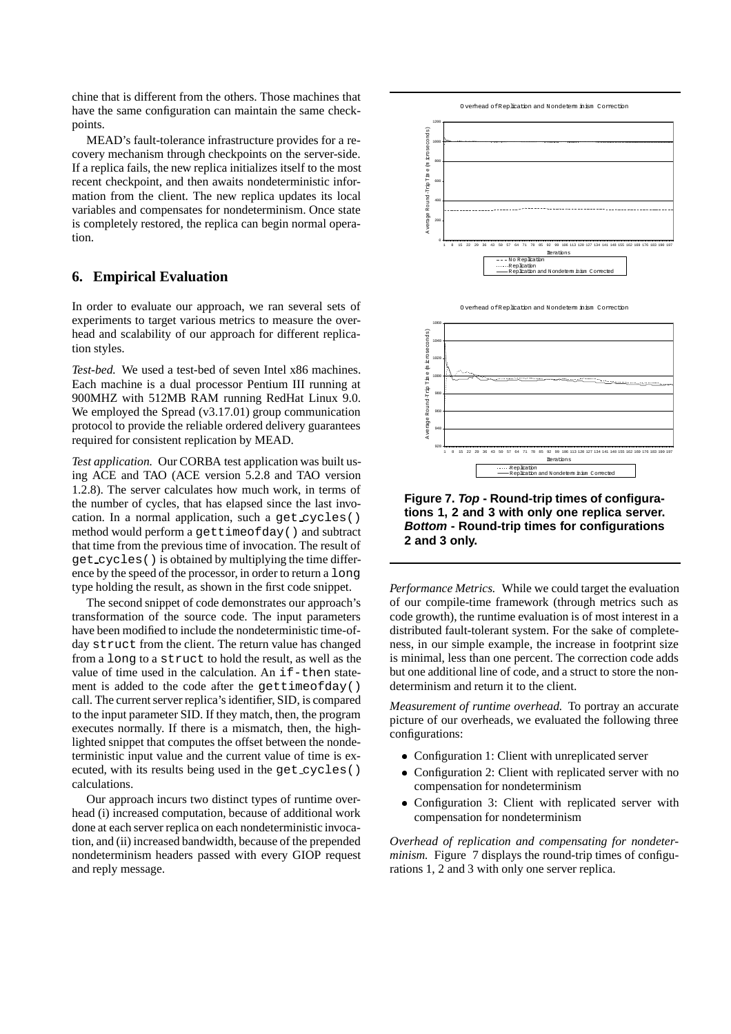chine that is different from the others. Those machines that have the same configuration can maintain the same checkpoints.

MEAD's fault-tolerance infrastructure provides for a recovery mechanism through checkpoints on the server-side. If a replica fails, the new replica initializes itself to the most recent checkpoint, and then awaits nondeterministic information from the client. The new replica updates its local variables and compensates for nondeterminism. Once state is completely restored, the replica can begin normal operation.

## 6. Empirical Evaluation

In order to evaluate our approach, we ran several sets of experiments to target various metrics to measure the overhead and scalability of our approach for different replication styles.

*Test-bed.* We used a test-bed of seven Intel x86 machines. Each machine is a dual processor Pentium III running at 900MHZ with 512MB RAM running RedHat Linux 9.0. We employed the Spread (v3.17.01) group communication protocol to provide the reliable ordered delivery guarantees required for consistent replication by MEAD.

*Test application.* Our CORBA test application was built using ACE and TAO (ACE version 5.2.8 and TAO version 1.2.8). The server calculates how much work, in terms of the number of cycles, that has elapsed since the last invocation. In a normal application, such a `get_cycles()` method would perform a `gettimeofday()` and subtract that time from the previous time of invocation. The result of `get_cycles()` is obtained by multiplying the time difference by the speed of the processor, in order to return a `long` type holding the result, as shown in the first code snippet.

The second snippet of code demonstrates our approach's transformation of the source code. The input parameters have been modified to include the nondeterministic time-of-day `struct` from the client. The return value has changed from a `long` to a `struct` to hold the result, as well as the value of time used in the calculation. An `if-then` statement is added to the code after the `gettimeofday()` call. The current server replica's identifier, SID, is compared to the input parameter SID. If they match, then, the program executes normally. If there is a mismatch, then, the highlighted snippet that computes the offset between the nondeterministic input value and the current value of time is executed, with its results being used in the `get_cycles()` calculations.

Our approach incurs two distinct types of runtime overhead (i) increased computation, because of additional work done at each server replica on each nondeterministic invocation, and (ii) increased bandwidth, because of the prepended nondeterminism headers passed with every GIOP request and reply message.

**Figure 7. *Top* - Round-trip times of configurations 1, 2 and 3 with only one replica server. *Bottom* - Round-trip times for configurations 2 and 3 only.**

*Performance Metrics.* While we could target the evaluation of our compile-time framework (through metrics such as code growth), the runtime evaluation is of most interest in a distributed fault-tolerant system. For the sake of completeness, in our simple example, the increase in footprint size is minimal, less than one percent. The correction code adds but one additional line of code, and a struct to store the nondeterminism and return it to the client.

*Measurement of runtime overhead.* To portray an accurate picture of our overheads, we evaluated the following three configurations:

- Configuration 1: Client with unreplicated server
- Configuration 2: Client with replicated server with no compensation for nondeterminism
- Configuration 3: Client with replicated server with compensation for nondeterminism

*Overhead of replication and compensating for nondeterminism.* Figure 7 displays the round-trip times of configurations 1, 2 and 3 with only one server replica.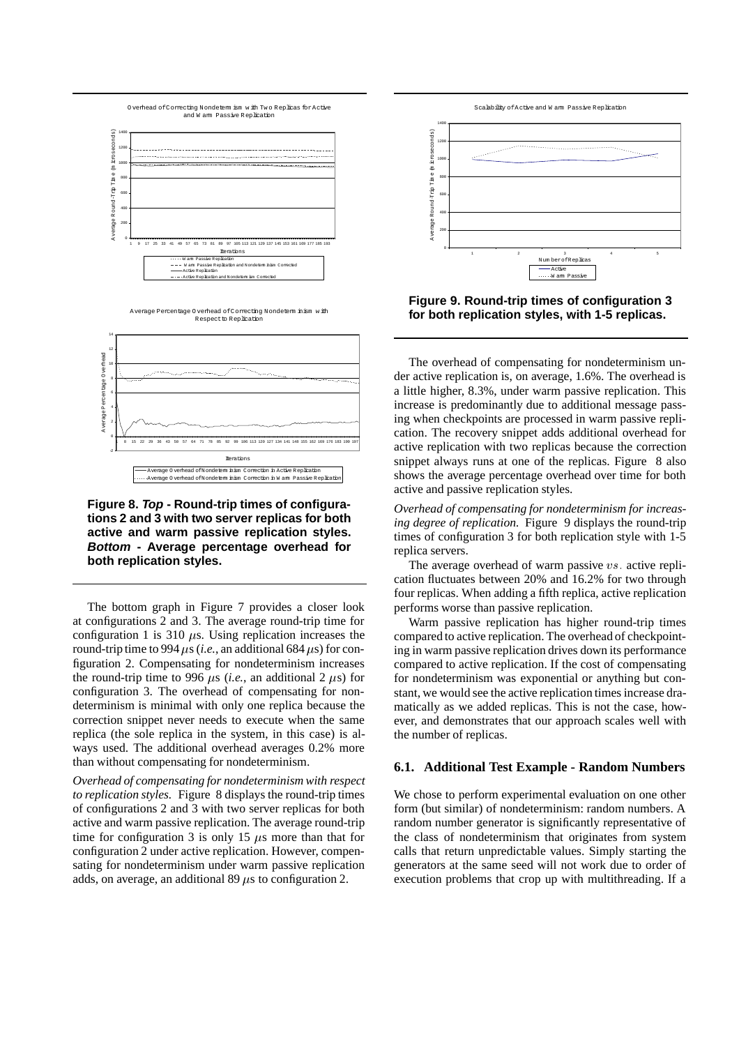**Figure 8. *Top* - Round-trip times of configurations 2 and 3 with two server replicas for both active and warm passive replication styles. *Bottom* - Average percentage overhead for both replication styles.**

**Figure 9. Round-trip times of configuration 3 for both replication styles, with 1-5 replicas.**

The bottom graph in Figure 7 provides a closer look at configurations 2 and 3. The average round-trip time for configuration 1 is 310 $\mu$s. Using replication increases the round-trip time to 994 $\mu$s (*i.e.*, an additional 684 $\mu$s) for configuration 2. Compensating for nondeterminism increases the round-trip time to 996 $\mu$s (*i.e.*, an additional 2 $\mu$s) for configuration 3. The overhead of compensating for nondeterminism is minimal with only one replica because the correction snippet never needs to execute when the same replica (the sole replica in the system, in this case) is always used. The additional overhead averages 0.2% more than without compensating for nondeterminism.

*Overhead of compensating for nondeterminism with respect to replication styles.* Figure 8 displays the round-trip times of configurations 2 and 3 with two server replicas for both active and warm passive replication. The average round-trip time for configuration 3 is only 15 $\mu$s more than that for configuration 2 under active replication. However, compensating for nondeterminism under warm passive replication adds, on average, an additional 89 $\mu$s to configuration 2.

The overhead of compensating for nondeterminism under active replication is, on average, 1.6%. The overhead is a little higher, 8.3%, under warm passive replication. This increase is predominantly due to additional message passing when checkpoints are processed in warm passive replication. The recovery snippet adds additional overhead for active replication with two replicas because the correction snippet always runs at one of the replicas. Figure 8 also shows the average percentage overhead over time for both active and passive replication styles.

*Overhead of compensating for nondeterminism for increasing degree of replication.* Figure 9 displays the round-trip times of configuration 3 for both replication style with 1-5 replica servers.

The average overhead of warm passive $vs.$ active replication fluctuates between 20% and 16.2% for two through four replicas. When adding a fifth replica, active replication performs worse than passive replication.

Warm passive replication has higher round-trip times compared to active replication. The overhead of checkpointing in warm passive replication drives down its performance compared to active replication. If the cost of compensating for nondeterminism was exponential or anything but constant, we would see the active replication times increase dramatically as we added replicas. This is not the case, however, and demonstrates that our approach scales well with the number of replicas.

### 6.1. Additional Test Example - Random Numbers

We chose to perform experimental evaluation on one other form (but similar) of nondeterminism: random numbers. A random number generator is significantly representative of the class of nondeterminism that originates from system calls that return unpredictable values. Simply starting the generators at the same seed will not work due to order of execution problems that crop up with multithreading. If a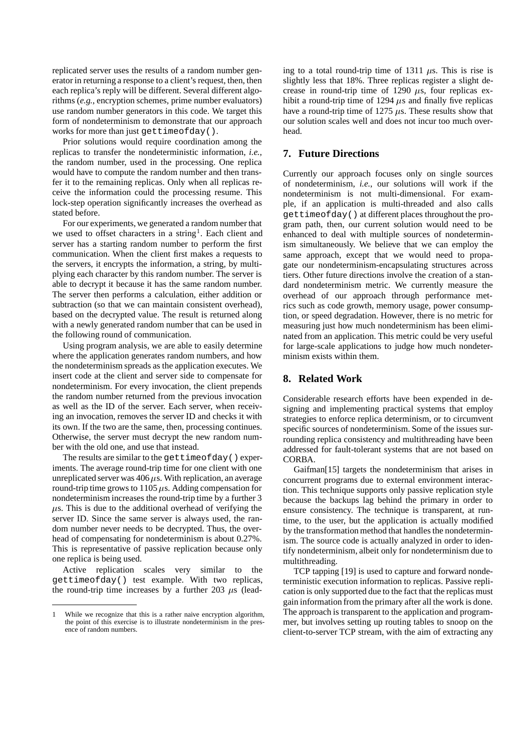replicated server uses the results of a random number generator in returning a response to a client's request, then, then each replica's reply will be different. Several different algorithms (*e.g.*, encryption schemes, prime number evaluators) use random number generators in this code. We target this form of nondeterminism to demonstrate that our approach works for more than just `gettimeofday()`.

Prior solutions would require coordination among the replicas to transfer the nondeterministic information, *i.e.*, the random number, used in the processing. One replica would have to compute the random number and then transfer it to the remaining replicas. Only when all replicas receive the information could the processing resume. This lock-step operation significantly increases the overhead as stated before.

For our experiments, we generated a random number that we used to offset characters in a string[1]. Each client and server has a starting random number to perform the first communication. When the client first makes a requests to the servers, it encrypts the information, a string, by multiplying each character by this random number. The server is able to decrypt it because it has the same random number. The server then performs a calculation, either addition or subtraction (so that we can maintain consistent overhead), based on the decrypted value. The result is returned along with a newly generated random number that can be used in the following round of communication.

Using program analysis, we are able to easily determine where the application generates random numbers, and how the nondeterminism spreads as the application executes. We insert code at the client and server side to compensate for nondeterminism. For every invocation, the client prepends the random number returned from the previous invocation as well as the ID of the server. Each server, when receiving an invocation, removes the server ID and checks it with its own. If the two are the same, then, processing continues. Otherwise, the server must decrypt the new random number with the old one, and use that instead.

The results are similar to the `gettimeofday()` experiments. The average round-trip time for one client with one unreplicated server was 406 $\mu$s. With replication, an average round-trip time grows to 1105 $\mu$s. Adding compensation for nondeterminism increases the round-trip time by a further 3 $\mu$s. This is due to the additional overhead of verifying the server ID. Since the same server is always used, the random number never needs to be decrypted. Thus, the overhead of compensating for nondeterminism is about 0.27%. This is representative of passive replication because only one replica is being used.

Active replication scales very similar to the `gettimeofday()` test example. With two replicas, the round-trip time increases by a further 203 $\mu$s (leading to a total round-trip time of 1311 $\mu$s. This is rise is slightly less that 18%. Three replicas register a slight decrease in round-trip time of 1290 $\mu$s, four replicas exhibit a round-trip time of 1294 $\mu$s and finally five replicas have a round-trip time of 1275 $\mu$s. These results show that our solution scales well and does not incur too much overhead.

## 7. Future Directions

Currently our approach focuses only on single sources of nondeterminism, *i.e.*, our solutions will work if the nondeterminism is not multi-dimensional. For example, if an application is multi-threaded and also calls `gettimeofday()` at different places throughout the program path, then, our current solution would need to be enhanced to deal with multiple sources of nondeterminism simultaneously. We believe that we can employ the same approach, except that we would need to propagate our nondeterminism-encapsulating structures across tiers. Other future directions involve the creation of a standard nondeterminism metric. We currently measure the overhead of our approach through performance metrics such as code growth, memory usage, power consumption, or speed degradation. However, there is no metric for measuring just how much nondeterminism has been eliminated from an application. This metric could be very useful for large-scale applications to judge how much nondeterminism exists within them.

## 8. Related Work

Considerable research efforts have been expended in designing and implementing practical systems that employ strategies to enforce replica determinism, or to circumvent specific sources of nondeterminism. Some of the issues surrounding replica consistency and multithreading have been addressed for fault-tolerant systems that are not based on CORBA.

Gaifman[15] targets the nondeterminism that arises in concurrent programs due to external environment interaction. This technique supports only passive replication style because the backups lag behind the primary in order to ensure consistency. The technique is transparent, at runtime, to the user, but the application is actually modified by the transformation method that handles the nondeterminism. The source code is actually analyzed in order to identify nondeterminism, albeit only for nondeterminism due to multithreading.

TCP tapping [19] is used to capture and forward nondeterministic execution information to replicas. Passive replication is only supported due to the fact that the replicas must gain information from the primary after all the work is done. The approach is transparent to the application and programmer, but involves setting up routing tables to snoop on the client-to-server TCP stream, with the aim of extracting any

[1] While we recognize that this is a rather naive encryption algorithm, the point of this exercise is to illustrate nondeterminism in the presence of random numbers.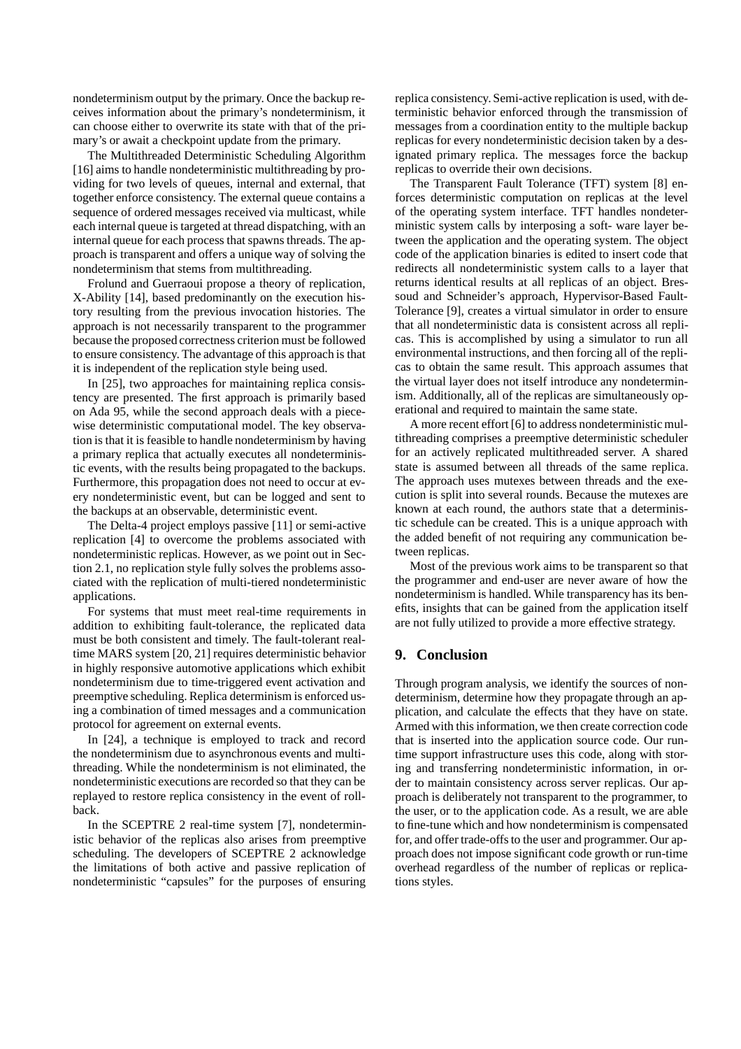nondeterminism output by the primary. Once the backup receives information about the primary's nondeterminism, it can choose either to overwrite its state with that of the primary's or await a checkpoint update from the primary.

The Multithreaded Deterministic Scheduling Algorithm [16] aims to handle nondeterministic multithreading by providing for two levels of queues, internal and external, that together enforce consistency. The external queue contains a sequence of ordered messages received via multicast, while each internal queue is targeted at thread dispatching, with an internal queue for each process that spawns threads. The approach is transparent and offers a unique way of solving the nondeterminism that stems from multithreading.

Frolund and Guerraoui propose a theory of replication, X-Ability [14], based predominantly on the execution history resulting from the previous invocation histories. The approach is not necessarily transparent to the programmer because the proposed correctness criterion must be followed to ensure consistency. The advantage of this approach is that it is independent of the replication style being used.

In [25], two approaches for maintaining replica consistency are presented. The first approach is primarily based on Ada 95, while the second approach deals with a piecewise deterministic computational model. The key observation is that it is feasible to handle nondeterminism by having a primary replica that actually executes all nondeterministic events, with the results being propagated to the backups. Furthermore, this propagation does not need to occur at every nondeterministic event, but can be logged and sent to the backups at an observable, deterministic event.

The Delta-4 project employs passive [11] or semi-active replication [4] to overcome the problems associated with nondeterministic replicas. However, as we point out in Section 2.1, no replication style fully solves the problems associated with the replication of multi-tiered nondeterministic applications.

For systems that must meet real-time requirements in addition to exhibiting fault-tolerance, the replicated data must be both consistent and timely. The fault-tolerant real-time MARS system [20, 21] requires deterministic behavior in highly responsive automotive applications which exhibit nondeterminism due to time-triggered event activation and preemptive scheduling. Replica determinism is enforced using a combination of timed messages and a communication protocol for agreement on external events.

In [24], a technique is employed to track and record the nondeterminism due to asynchronous events and multithreading. While the nondeterminism is not eliminated, the nondeterministic executions are recorded so that they can be replayed to restore replica consistency in the event of rollback.

In the SCEPTRE 2 real-time system [7], nondeterministic behavior of the replicas also arises from preemptive scheduling. The developers of SCEPTRE 2 acknowledge the limitations of both active and passive replication of nondeterministic "capsules" for the purposes of ensuring replica consistency. Semi-active replication is used, with deterministic behavior enforced through the transmission of messages from a coordination entity to the multiple backup replicas for every nondeterministic decision taken by a designated primary replica. The messages force the backup replicas to override their own decisions.

The Transparent Fault Tolerance (TFT) system [8] enforces deterministic computation on replicas at the level of the operating system interface. TFT handles nondeterministic system calls by interposing a soft- ware layer between the application and the operating system. The object code of the application binaries is edited to insert code that redirects all nondeterministic system calls to a layer that returns identical results at all replicas of an object. Bressoud and Schneider's approach, Hypervisor-Based Fault-Tolerance [9], creates a virtual simulator in order to ensure that all nondeterministic data is consistent across all replicas. This is accomplished by using a simulator to run all environmental instructions, and then forcing all of the replicas to obtain the same result. This approach assumes that the virtual layer does not itself introduce any nondeterminism. Additionally, all of the replicas are simultaneously operational and required to maintain the same state.

A more recent effort [6] to address nondeterministic multithreading comprises a preemptive deterministic scheduler for an actively replicated multithreaded server. A shared state is assumed between all threads of the same replica. The approach uses mutexes between threads and the execution is split into several rounds. Because the mutexes are known at each round, the authors state that a deterministic schedule can be created. This is a unique approach with the added benefit of not requiring any communication between replicas.

Most of the previous work aims to be transparent so that the programmer and end-user are never aware of how the nondeterminism is handled. While transparency has its benefits, insights that can be gained from the application itself are not fully utilized to provide a more effective strategy.

## 9. Conclusion

Through program analysis, we identify the sources of nondeterminism, determine how they propagate through an application, and calculate the effects that they have on state. Armed with this information, we then create correction code that is inserted into the application source code. Our runtime support infrastructure uses this code, along with storing and transferring nondeterministic information, in order to maintain consistency across server replicas. Our approach is deliberately not transparent to the programmer, to the user, or to the application code. As a result, we are able to fine-tune which and how nondeterminism is compensated for, and offer trade-offs to the user and programmer. Our approach does not impose significant code growth or run-time overhead regardless of the number of replicas or replications styles.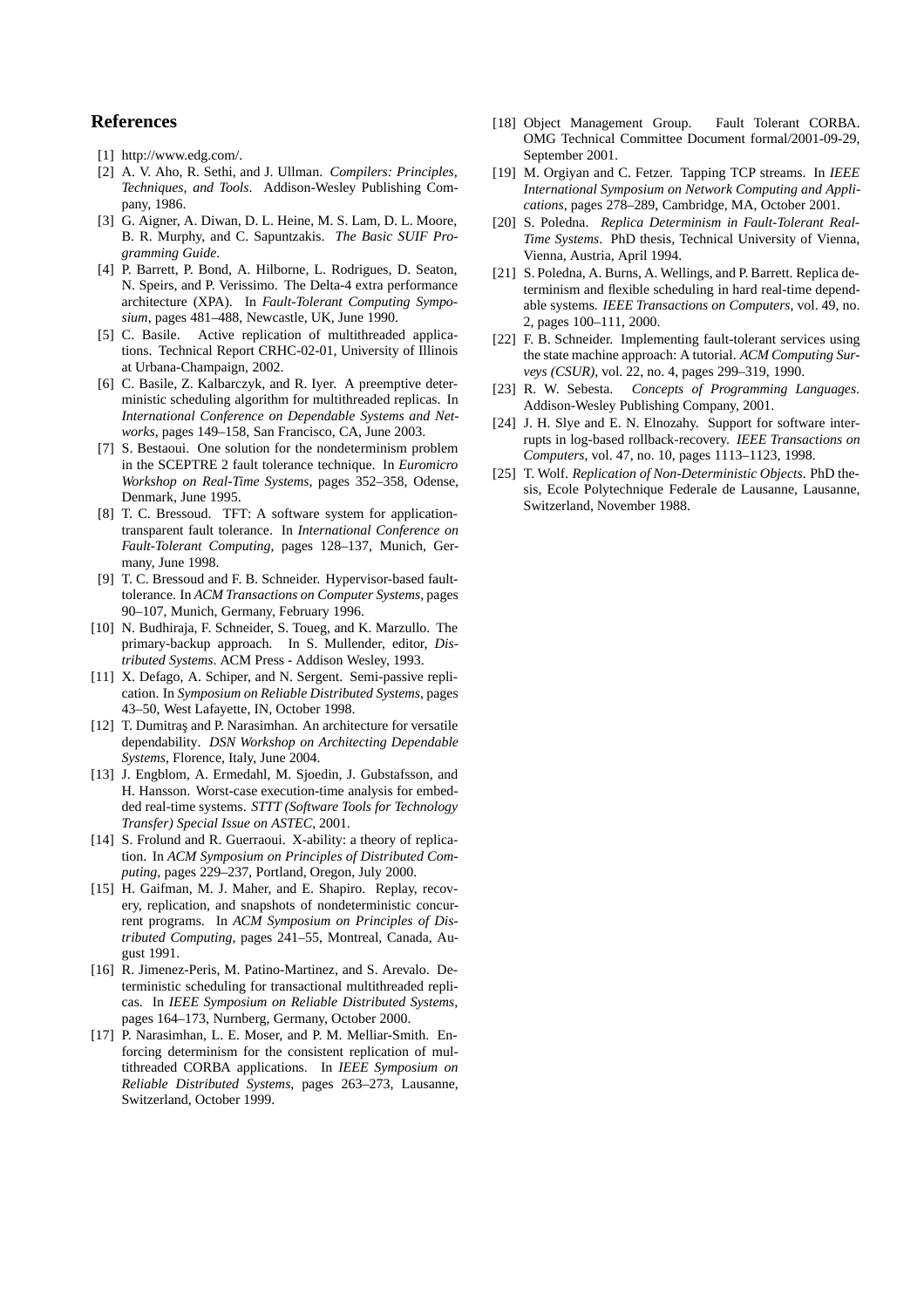## References

[1] http://www.edg.com/.

[2] A. V. Aho, R. Sethi, and J. Ullman. *Compilers: Principles, Techniques, and Tools*. Addison-Wesley Publishing Company, 1986.

[3] G. Aigner, A. Diwan, D. L. Heine, M. S. Lam, D. L. Moore, B. R. Murphy, and C. Sapuntzakis. *The Basic SUIF Programming Guide*.

[4] P. Barrett, P. Bond, A. Hilborne, L. Rodrigues, D. Seaton, N. Speirs, and P. Verissimo. The Delta-4 extra performance architecture (XPA). In *Fault-Tolerant Computing Symposium*, pages 481–488, Newcastle, UK, June 1990.

[5] C. Basile. Active replication of multithreaded applications. Technical Report CRHC-02-01, University of Illinois at Urbana-Champaign, 2002.

[6] C. Basile, Z. Kalbarczyk, and R. Iyer. A preemptive deterministic scheduling algorithm for multithreaded replicas. In *International Conference on Dependable Systems and Networks*, pages 149–158, San Francisco, CA, June 2003.

[7] S. Bestaoui. One solution for the nondeterminism problem in the SCEPTRE 2 fault tolerance technique. In *Euromicro Workshop on Real-Time Systems*, pages 352–358, Odense, Denmark, June 1995.

[8] T. C. Bressoud. TFT: A software system for application-transparent fault tolerance. In *International Conference on Fault-Tolerant Computing*, pages 128–137, Munich, Germany, June 1998.

[9] T. C. Bressoud and F. B. Schneider. Hypervisor-based fault-tolerance. In *ACM Transactions on Computer Systems*, pages 90–107, Munich, Germany, February 1996.

[10] N. Budhiraja, F. Schneider, S. Toueg, and K. Marzullo. The primary-backup approach. In S. Mullender, editor, *Distributed Systems*. ACM Press - Addison Wesley, 1993.

[11] X. Defago, A. Schiper, and N. Sergent. Semi-passive replication. In *Symposium on Reliable Distributed Systems*, pages 43–50, West Lafayette, IN, October 1998.

[12] T. Dumitraş and P. Narasimhan. An architecture for versatile dependability. *DSN Workshop on Architecting Dependable Systems*, Florence, Italy, June 2004.

[13] J. Engblom, A. Ermedahl, M. Sjoedin, J. Gubstafsson, and H. Hansson. Worst-case execution-time analysis for embedded real-time systems. *STTT (Software Tools for Technology Transfer) Special Issue on ASTEC*, 2001.

[14] S. Frolund and R. Guerraoui. X-ability: a theory of replication. In *ACM Symposium on Principles of Distributed Computing*, pages 229–237, Portland, Oregon, July 2000.

[15] H. Gaifman, M. J. Maher, and E. Shapiro. Replay, recovery, replication, and snapshots of nondeterministic concurrent programs. In *ACM Symposium on Principles of Distributed Computing*, pages 241–55, Montreal, Canada, August 1991.

[16] R. Jimenez-Peris, M. Patino-Martinez, and S. Arevalo. Deterministic scheduling for transactional multithreaded replicas. In *IEEE Symposium on Reliable Distributed Systems*, pages 164–173, Nurnberg, Germany, October 2000.

[17] P. Narasimhan, L. E. Moser, and P. M. Melliar-Smith. Enforcing determinism for the consistent replication of multithreaded CORBA applications. In *IEEE Symposium on Reliable Distributed Systems*, pages 263–273, Lausanne, Switzerland, October 1999.

[18] Object Management Group. Fault Tolerant CORBA. OMG Technical Committee Document formal/2001-09-29, September 2001.

[19] M. Orgiyan and C. Fetzer. Tapping TCP streams. In *IEEE International Symposium on Network Computing and Applications*, pages 278–289, Cambridge, MA, October 2001.

[20] S. Poledna. *Replica Determinism in Fault-Tolerant Real-Time Systems*. PhD thesis, Technical University of Vienna, Vienna, Austria, April 1994.

[21] S. Poledna, A. Burns, A. Wellings, and P. Barrett. Replica determinism and flexible scheduling in hard real-time dependable systems. *IEEE Transactions on Computers*, vol. 49, no. 2, pages 100–111, 2000.

[22] F. B. Schneider. Implementing fault-tolerant services using the state machine approach: A tutorial. *ACM Computing Surveys (CSUR)*, vol. 22, no. 4, pages 299–319, 1990.

[23] R. W. Sebesta. *Concepts of Programming Languages*. Addison-Wesley Publishing Company, 2001.

[24] J. H. Slye and E. N. Elnozahy. Support for software interrupts in log-based rollback-recovery. *IEEE Transactions on Computers*, vol. 47, no. 10, pages 1113–1123, 1998.

[25] T. Wolf. *Replication of Non-Deterministic Objects*. PhD thesis, Ecole Polytechnique Federale de Lausanne, Lausanne, Switzerland, November 1988.